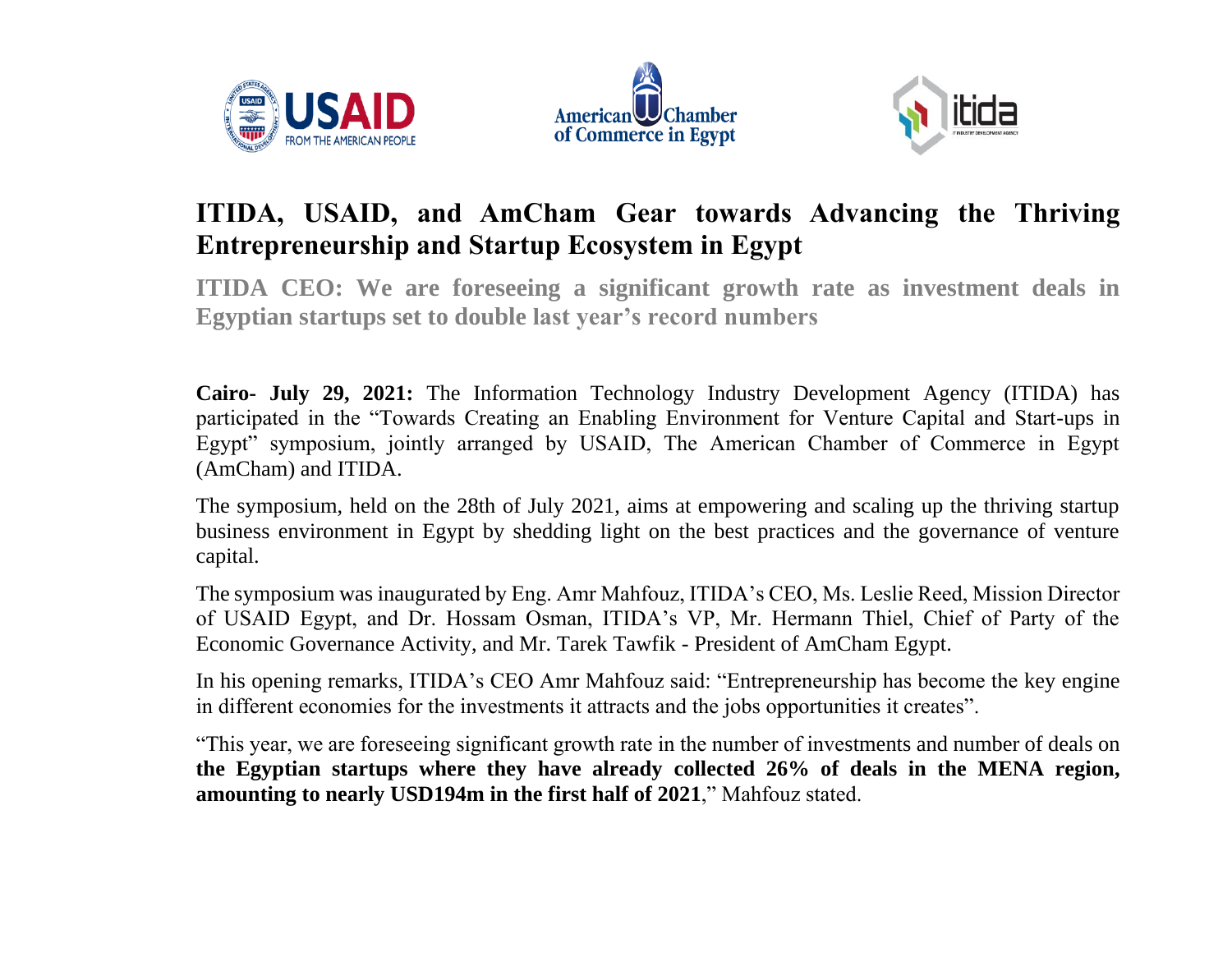# ITIDA, USAID, and AmCham Gear towards Advancing the Thriving Entrepreneurship and Startup Ecosystem in Egypt

## ITIDA CEO: We are foreseeing a significant growth rate as investment deals in Egyptian startups set to double last year's record numbers

**Cairo- July 29, 2021:** The Information Technology Industry Development Agency (ITIDA) has participated in the "Towards Creating an Enabling Environment for Venture Capital and Start-ups in Egypt" symposium, jointly arranged by USAID, The American Chamber of Commerce in Egypt (AmCham) and ITIDA.

The symposium, held on the 28th of July 2021, aims at empowering and scaling up the thriving startup business environment in Egypt by shedding light on the best practices and the governance of venture capital.

The symposium was inaugurated by Eng. Amr Mahfouz, ITIDA's CEO, Ms. Leslie Reed, Mission Director of USAID Egypt, and Dr. Hossam Osman, ITIDA's VP, Mr. Hermann Thiel, Chief of Party of the Economic Governance Activity, and Mr. Tarek Tawfik - President of AmCham Egypt.

In his opening remarks, ITIDA's CEO Amr Mahfouz said: "Entrepreneurship has become the key engine in different economies for the investments it attracts and the jobs opportunities it creates".

"This year, we are foreseeing significant growth rate in the number of investments and number of deals on **the Egyptian startups where they have already collected 26% of deals in the MENA region, amounting to nearly USD194m in the first half of 2021**," Mahfouz stated.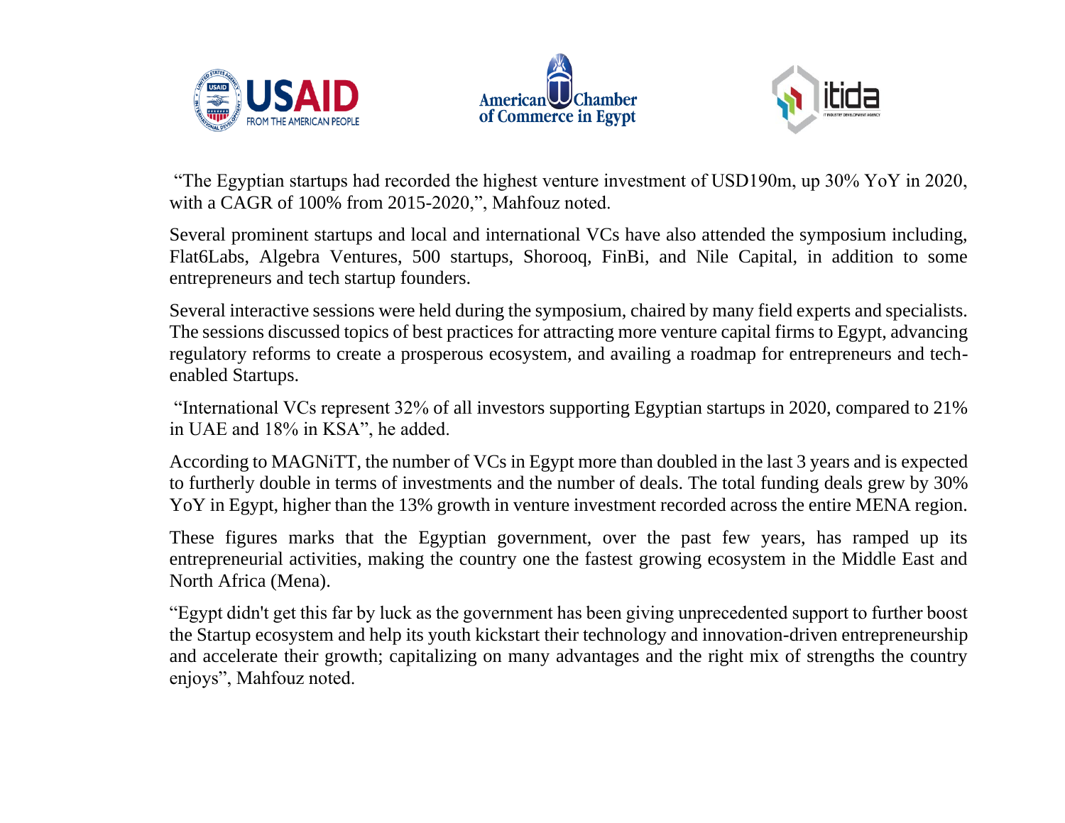"The Egyptian startups had recorded the highest venture investment of USD190m, up 30% YoY in 2020, with a CAGR of 100% from 2015-2020,", Mahfouz noted.

Several prominent startups and local and international VCs have also attended the symposium including, Flat6Labs, Algebra Ventures, 500 startups, Shorooq, FinBi, and Nile Capital, in addition to some entrepreneurs and tech startup founders.

Several interactive sessions were held during the symposium, chaired by many field experts and specialists. The sessions discussed topics of best practices for attracting more venture capital firms to Egypt, advancing regulatory reforms to create a prosperous ecosystem, and availing a roadmap for entrepreneurs and tech-enabled Startups.

"International VCs represent 32% of all investors supporting Egyptian startups in 2020, compared to 21% in UAE and 18% in KSA", he added.

According to MAGNiTT, the number of VCs in Egypt more than doubled in the last 3 years and is expected to furtherly double in terms of investments and the number of deals. The total funding deals grew by 30% YoY in Egypt, higher than the 13% growth in venture investment recorded across the entire MENA region.

These figures marks that the Egyptian government, over the past few years, has ramped up its entrepreneurial activities, making the country one the fastest growing ecosystem in the Middle East and North Africa (Mena).

"Egypt didn't get this far by luck as the government has been giving unprecedented support to further boost the Startup ecosystem and help its youth kickstart their technology and innovation-driven entrepreneurship and accelerate their growth; capitalizing on many advantages and the right mix of strengths the country enjoys", Mahfouz noted.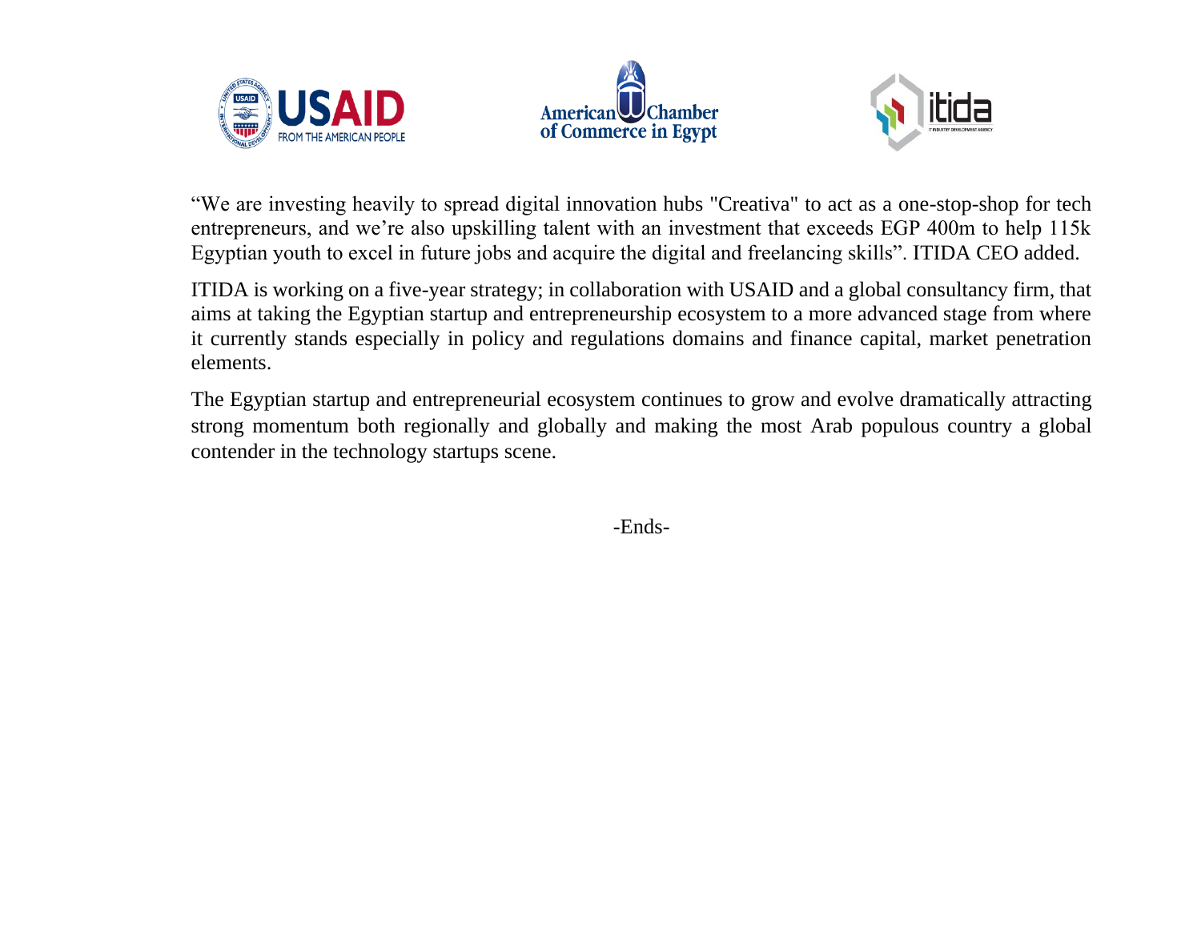“We are investing heavily to spread digital innovation hubs "Creativa" to act as a one-stop-shop for tech entrepreneurs, and we’re also upskilling talent with an investment that exceeds EGP 400m to help 115k Egyptian youth to excel in future jobs and acquire the digital and freelancing skills”. ITIDA CEO added.

ITIDA is working on a five-year strategy; in collaboration with USAID and a global consultancy firm, that aims at taking the Egyptian startup and entrepreneurship ecosystem to a more advanced stage from where it currently stands especially in policy and regulations domains and finance capital, market penetration elements.

The Egyptian startup and entrepreneurial ecosystem continues to grow and evolve dramatically attracting strong momentum both regionally and globally and making the most Arab populous country a global contender in the technology startups scene.

-Ends-